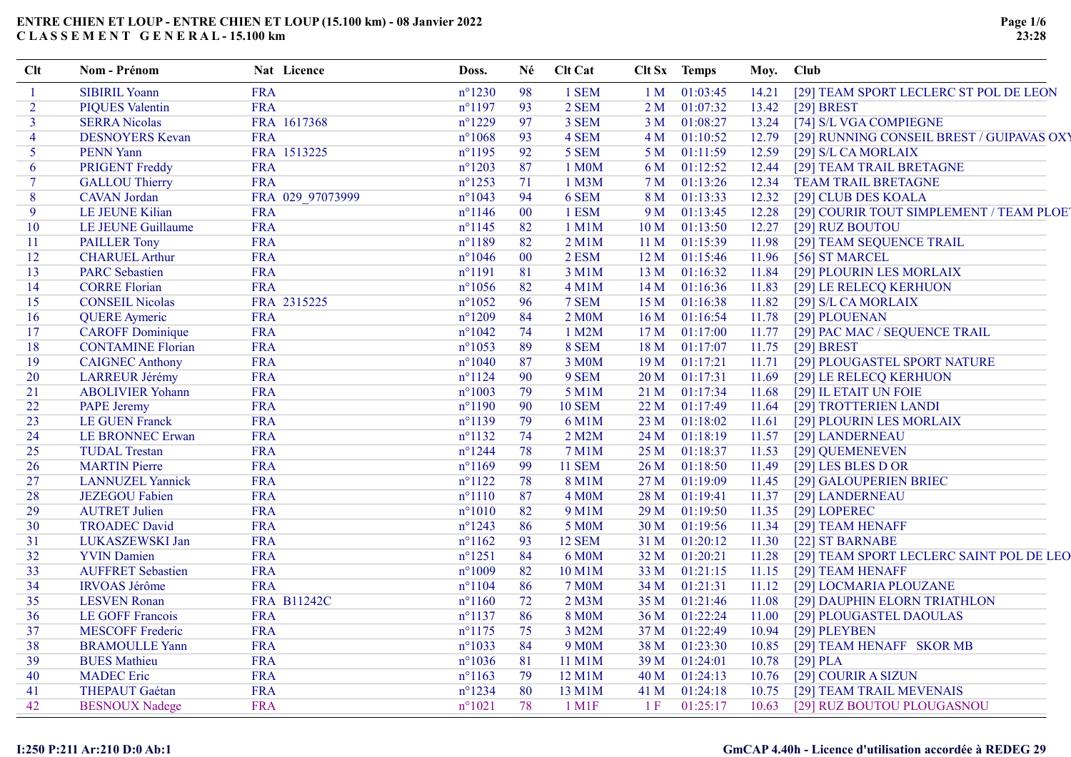# ENTRE CHIEN ET LOUP - ENTRE CHIEN ET LOUP (15.100 km) - 08 Janvier 2022

## C L A S S E M E N T   G E N E R A L - 15.100 km

| Clt | Nom - Prénom | Nat | Licence | Doss. | Né | Clt Cat | Clt Sx | Temps | Moy. | Club |
|---|---|---|---|---|---|---|---|---|---|---|
| 1 | SIBIRIL Yoann | FRA | | n°1230 | 98 | 1 SEM | 1 M | 01:03:45 | 14.21 | [29] TEAM SPORT LECLERC ST POL DE LEON |
| 2 | PIQUES Valentin | FRA | | n°1197 | 93 | 2 SEM | 2 M | 01:07:32 | 13.42 | [29] BREST |
| 3 | SERRA Nicolas | FRA | 1617368 | n°1229 | 97 | 3 SEM | 3 M | 01:08:27 | 13.24 | [74] S/L VGA COMPIEGNE |
| 4 | DESNOYERS Kevan | FRA | | n°1068 | 93 | 4 SEM | 4 M | 01:10:52 | 12.79 | [29] RUNNING CONSEIL BREST / GUIPAVAS OXY |
| 5 | PENN Yann | FRA | 1513225 | n°1195 | 92 | 5 SEM | 5 M | 01:11:59 | 12.59 | [29] S/L CA MORLAIX |
| 6 | PRIGENT Freddy | FRA | | n°1203 | 87 | 1 M0M | 6 M | 01:12:52 | 12.44 | [29] TEAM TRAIL BRETAGNE |
| 7 | GALLOU Thierry | FRA | | n°1253 | 71 | 1 M3M | 7 M | 01:13:26 | 12.34 | TEAM TRAIL BRETAGNE |
| 8 | CAVAN Jordan | FRA | 029_97073999 | n°1043 | 94 | 6 SEM | 8 M | 01:13:33 | 12.32 | [29] CLUB DES KOALA |
| 9 | LE JEUNE Kilian | FRA | | n°1146 | 00 | 1 ESM | 9 M | 01:13:45 | 12.28 | [29] COURIR TOUT SIMPLEMENT / TEAM PLOE |
| 10 | LE JEUNE Guillaume | FRA | | n°1145 | 82 | 1 M1M | 10 M | 01:13:50 | 12.27 | [29] RUZ BOUTOU |
| 11 | PAILLER Tony | FRA | | n°1189 | 82 | 2 M1M | 11 M | 01:15:39 | 11.98 | [29] TEAM SEQUENCE TRAIL |
| 12 | CHARUEL Arthur | FRA | | n°1046 | 00 | 2 ESM | 12 M | 01:15:46 | 11.96 | [56] ST MARCEL |
| 13 | PARC Sebastien | FRA | | n°1191 | 81 | 3 M1M | 13 M | 01:16:32 | 11.84 | [29] PLOURIN LES MORLAIX |
| 14 | CORRE Florian | FRA | | n°1056 | 82 | 4 M1M | 14 M | 01:16:36 | 11.83 | [29] LE RELECQ KERHUON |
| 15 | CONSEIL Nicolas | FRA | 2315225 | n°1052 | 96 | 7 SEM | 15 M | 01:16:38 | 11.82 | [29] S/L CA MORLAIX |
| 16 | QUERE Aymeric | FRA | | n°1209 | 84 | 2 M0M | 16 M | 01:16:54 | 11.78 | [29] PLOUENAN |
| 17 | CAROFF Dominique | FRA | | n°1042 | 74 | 1 M2M | 17 M | 01:17:00 | 11.77 | [29] PAC MAC / SEQUENCE TRAIL |
| 18 | CONTAMINE Florian | FRA | | n°1053 | 89 | 8 SEM | 18 M | 01:17:07 | 11.75 | [29] BREST |
| 19 | CAIGNEC Anthony | FRA | | n°1040 | 87 | 3 M0M | 19 M | 01:17:21 | 11.71 | [29] PLOUGASTEL SPORT NATURE |
| 20 | LARREUR Jérémy | FRA | | n°1124 | 90 | 9 SEM | 20 M | 01:17:31 | 11.69 | [29] LE RELECQ KERHUON |
| 21 | ABOLIVIER Yohann | FRA | | n°1003 | 79 | 5 M1M | 21 M | 01:17:34 | 11.68 | [29] IL ETAIT UN FOIE |
| 22 | PAPE Jeremy | FRA | | n°1190 | 90 | 10 SEM | 22 M | 01:17:49 | 11.64 | [29] TROTTERIEN LANDI |
| 23 | LE GUEN Franck | FRA | | n°1139 | 79 | 6 M1M | 23 M | 01:18:02 | 11.61 | [29] PLOURIN LES MORLAIX |
| 24 | LE BRONNEC Erwan | FRA | | n°1132 | 74 | 2 M2M | 24 M | 01:18:19 | 11.57 | [29] LANDERNEAU |
| 25 | TUDAL Trestan | FRA | | n°1244 | 78 | 7 M1M | 25 M | 01:18:37 | 11.53 | [29] QUEMENEVEN |
| 26 | MARTIN Pierre | FRA | | n°1169 | 99 | 11 SEM | 26 M | 01:18:50 | 11.49 | [29] LES BLES D OR |
| 27 | LANNUZEL Yannick | FRA | | n°1122 | 78 | 8 M1M | 27 M | 01:19:09 | 11.45 | [29] GALOUPERIEN BRIEC |
| 28 | JEZEGOU Fabien | FRA | | n°1110 | 87 | 4 M0M | 28 M | 01:19:41 | 11.37 | [29] LANDERNEAU |
| 29 | AUTRET Julien | FRA | | n°1010 | 82 | 9 M1M | 29 M | 01:19:50 | 11.35 | [29] LOPEREC |
| 30 | TROADEC David | FRA | | n°1243 | 86 | 5 M0M | 30 M | 01:19:56 | 11.34 | [29] TEAM HENAFF |
| 31 | LUKASZEWSKI Jan | FRA | | n°1162 | 93 | 12 SEM | 31 M | 01:20:12 | 11.30 | [22] ST BARNABE |
| 32 | YVIN Damien | FRA | | n°1251 | 84 | 6 M0M | 32 M | 01:20:21 | 11.28 | [29] TEAM SPORT LECLERC SAINT POL DE LEO |
| 33 | AUFFRET Sebastien | FRA | | n°1009 | 82 | 10 M1M | 33 M | 01:21:15 | 11.15 | [29] TEAM HENAFF |
| 34 | IRVOAS Jérôme | FRA | | n°1104 | 86 | 7 M0M | 34 M | 01:21:31 | 11.12 | [29] LOCMARIA PLOUZANE |
| 35 | LESVEN Ronan | FRA | B11242C | n°1160 | 72 | 2 M3M | 35 M | 01:21:46 | 11.08 | [29] DAUPHIN ELORN TRIATHLON |
| 36 | LE GOFF Francois | FRA | | n°1137 | 86 | 8 M0M | 36 M | 01:22:24 | 11.00 | [29] PLOUGASTEL DAOULAS |
| 37 | MESCOFF Frederic | FRA | | n°1175 | 75 | 3 M2M | 37 M | 01:22:49 | 10.94 | [29] PLEYBEN |
| 38 | BRAMOULLE Yann | FRA | | n°1033 | 84 | 9 M0M | 38 M | 01:23:30 | 10.85 | [29] TEAM HENAFF SKOR MB |
| 39 | BUES Mathieu | FRA | | n°1036 | 81 | 11 M1M | 39 M | 01:24:01 | 10.78 | [29] PLA |
| 40 | MADEC Eric | FRA | | n°1163 | 79 | 12 M1M | 40 M | 01:24:13 | 10.76 | [29] COURIR A SIZUN |
| 41 | THEPAUT Gaétan | FRA | | n°1234 | 80 | 13 M1M | 41 M | 01:24:18 | 10.75 | [29] TEAM TRAIL MEVENAIS |
| 42 | BESNOUX Nadege | FRA | | n°1021 | 78 | 1 M1F | 1 F | 01:25:17 | 10.63 | [29] RUZ BOUTOU PLOUGASNOU |

I:250 P:211 Ar:210 D:0 Ab:1

GmCAP 4.40h - Licence d'utilisation accordée à REDEG 29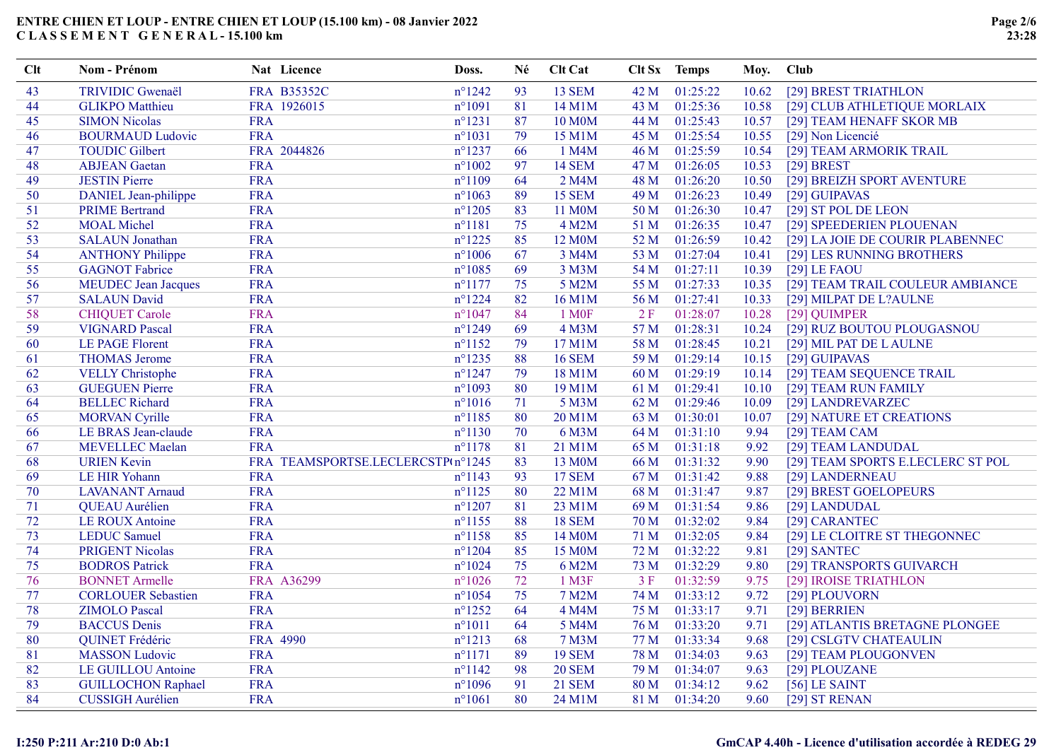# ENTRE CHIEN ET LOUP - ENTRE CHIEN ET LOUP (15.100 km) - 08 Janvier 2022

## C L A S S E M E N T G E N E R A L - 15.100 km

| Clt | Nom - Prénom | Nat | Licence | Doss. | Né | Clt Cat | Clt Sx | Temps | Moy. | Club |
|---|---|---|---|---|---|---|---|---|---|---|
| 43 | TRIVIDIC Gwenaël | FRA | B35352C | n°1242 | 93 | 13 SEM | 42 M | 01:25:22 | 10.62 | [29] BREST TRIATHLON |
| 44 | GLIKPO Matthieu | FRA | 1926015 | n°1091 | 81 | 14 M1M | 43 M | 01:25:36 | 10.58 | [29] CLUB ATHLETIQUE MORLAIX |
| 45 | SIMON Nicolas | FRA | | n°1231 | 87 | 10 M0M | 44 M | 01:25:43 | 10.57 | [29] TEAM HENAFF SKOR MB |
| 46 | BOURMAUD Ludovic | FRA | | n°1031 | 79 | 15 M1M | 45 M | 01:25:54 | 10.55 | [29] Non Licencié |
| 47 | TOUDIC Gilbert | FRA | 2044826 | n°1237 | 66 | 1 M4M | 46 M | 01:25:59 | 10.54 | [29] TEAM ARMORIK TRAIL |
| 48 | ABJEAN Gaetan | FRA | | n°1002 | 97 | 14 SEM | 47 M | 01:26:05 | 10.53 | [29] BREST |
| 49 | JESTIN Pierre | FRA | | n°1109 | 64 | 2 M4M | 48 M | 01:26:20 | 10.50 | [29] BREIZH SPORT AVENTURE |
| 50 | DANIEL Jean-philippe | FRA | | n°1063 | 89 | 15 SEM | 49 M | 01:26:23 | 10.49 | [29] GUIPAVAS |
| 51 | PRIME Bertrand | FRA | | n°1205 | 83 | 11 M0M | 50 M | 01:26:30 | 10.47 | [29] ST POL DE LEON |
| 52 | MOAL Michel | FRA | | n°1181 | 75 | 4 M2M | 51 M | 01:26:35 | 10.47 | [29] SPEEDERIEN PLOUENAN |
| 53 | SALAUN Jonathan | FRA | | n°1225 | 85 | 12 M0M | 52 M | 01:26:59 | 10.42 | [29] LA JOIE DE COURIR PLABENNEC |
| 54 | ANTHONY Philippe | FRA | | n°1006 | 67 | 3 M4M | 53 M | 01:27:04 | 10.41 | [29] LES RUNNING BROTHERS |
| 55 | GAGNOT Fabrice | FRA | | n°1085 | 69 | 3 M3M | 54 M | 01:27:11 | 10.39 | [29] LE FAOU |
| 56 | MEUDEC Jean Jacques | FRA | | n°1177 | 75 | 5 M2M | 55 M | 01:27:33 | 10.35 | [29] TEAM TRAIL COULEUR AMBIANCE |
| 57 | SALAUN David | FRA | | n°1224 | 82 | 16 M1M | 56 M | 01:27:41 | 10.33 | [29] MILPAT DE L?AULNE |
| 58 | CHIQUET Carole | FRA | | n°1047 | 84 | 1 M0F | 2 F | 01:28:07 | 10.28 | [29] QUIMPER |
| 59 | VIGNARD Pascal | FRA | | n°1249 | 69 | 4 M3M | 57 M | 01:28:31 | 10.24 | [29] RUZ BOUTOU PLOUGASNOU |
| 60 | LE PAGE Florent | FRA | | n°1152 | 79 | 17 M1M | 58 M | 01:28:45 | 10.21 | [29] MIL PAT DE L AULNE |
| 61 | THOMAS Jerome | FRA | | n°1235 | 88 | 16 SEM | 59 M | 01:29:14 | 10.15 | [29] GUIPAVAS |
| 62 | VELLY Christophe | FRA | | n°1247 | 79 | 18 M1M | 60 M | 01:29:19 | 10.14 | [29] TEAM SEQUENCE TRAIL |
| 63 | GUEGUEN Pierre | FRA | | n°1093 | 80 | 19 M1M | 61 M | 01:29:41 | 10.10 | [29] TEAM RUN FAMILY |
| 64 | BELLEC Richard | FRA | | n°1016 | 71 | 5 M3M | 62 M | 01:29:46 | 10.09 | [29] LANDREVARZEC |
| 65 | MORVAN Cyrille | FRA | | n°1185 | 80 | 20 M1M | 63 M | 01:30:01 | 10.07 | [29] NATURE ET CREATIONS |
| 66 | LE BRAS Jean-claude | FRA | | n°1130 | 70 | 6 M3M | 64 M | 01:31:10 | 9.94 | [29] TEAM CAM |
| 67 | MEVELLEC Maelan | FRA | | n°1178 | 81 | 21 M1M | 65 M | 01:31:18 | 9.92 | [29] TEAM LANDUDAL |
| 68 | URIEN Kevin | FRA | TEAMSPORTSE.LECLERCSTP( | n°1245 | 83 | 13 M0M | 66 M | 01:31:32 | 9.90 | [29] TEAM SPORTS E.LECLERC ST POL |
| 69 | LE HIR Yohann | FRA | | n°1143 | 93 | 17 SEM | 67 M | 01:31:42 | 9.88 | [29] LANDERNEAU |
| 70 | LAVANANT Arnaud | FRA | | n°1125 | 80 | 22 M1M | 68 M | 01:31:47 | 9.87 | [29] BREST GOELOPEURS |
| 71 | QUEAU Aurélien | FRA | | n°1207 | 81 | 23 M1M | 69 M | 01:31:54 | 9.86 | [29] LANDUDAL |
| 72 | LE ROUX Antoine | FRA | | n°1155 | 88 | 18 SEM | 70 M | 01:32:02 | 9.84 | [29] CARANTEC |
| 73 | LEDUC Samuel | FRA | | n°1158 | 85 | 14 M0M | 71 M | 01:32:05 | 9.84 | [29] LE CLOITRE ST THEGONNEC |
| 74 | PRIGENT Nicolas | FRA | | n°1204 | 85 | 15 M0M | 72 M | 01:32:22 | 9.81 | [29] SANTEC |
| 75 | BODROS Patrick | FRA | | n°1024 | 75 | 6 M2M | 73 M | 01:32:29 | 9.80 | [29] TRANSPORTS GUIVARCH |
| 76 | BONNET Armelle | FRA | A36299 | n°1026 | 72 | 1 M3F | 3 F | 01:32:59 | 9.75 | [29] IROISE TRIATHLON |
| 77 | CORLOUER Sebastien | FRA | | n°1054 | 75 | 7 M2M | 74 M | 01:33:12 | 9.72 | [29] PLOUVORN |
| 78 | ZIMOLO Pascal | FRA | | n°1252 | 64 | 4 M4M | 75 M | 01:33:17 | 9.71 | [29] BERRIEN |
| 79 | BACCUS Denis | FRA | | n°1011 | 64 | 5 M4M | 76 M | 01:33:20 | 9.71 | [29] ATLANTIS BRETAGNE PLONGEE |
| 80 | QUINET Frédéric | FRA | 4990 | n°1213 | 68 | 7 M3M | 77 M | 01:33:34 | 9.68 | [29] CSLGTV CHATEAULIN |
| 81 | MASSON Ludovic | FRA | | n°1171 | 89 | 19 SEM | 78 M | 01:34:03 | 9.63 | [29] TEAM PLOUGONVEN |
| 82 | LE GUILLOU Antoine | FRA | | n°1142 | 98 | 20 SEM | 79 M | 01:34:07 | 9.63 | [29] PLOUZANE |
| 83 | GUILLOCHON Raphael | FRA | | n°1096 | 91 | 21 SEM | 80 M | 01:34:12 | 9.62 | [56] LE SAINT |
| 84 | CUSSIGH Aurélien | FRA | | n°1061 | 80 | 24 M1M | 81 M | 01:34:20 | 9.60 | [29] ST RENAN |

I:250 P:211 Ar:210 D:0 Ab:1

GmCAP 4.40h - Licence d'utilisation accordée à REDEG 29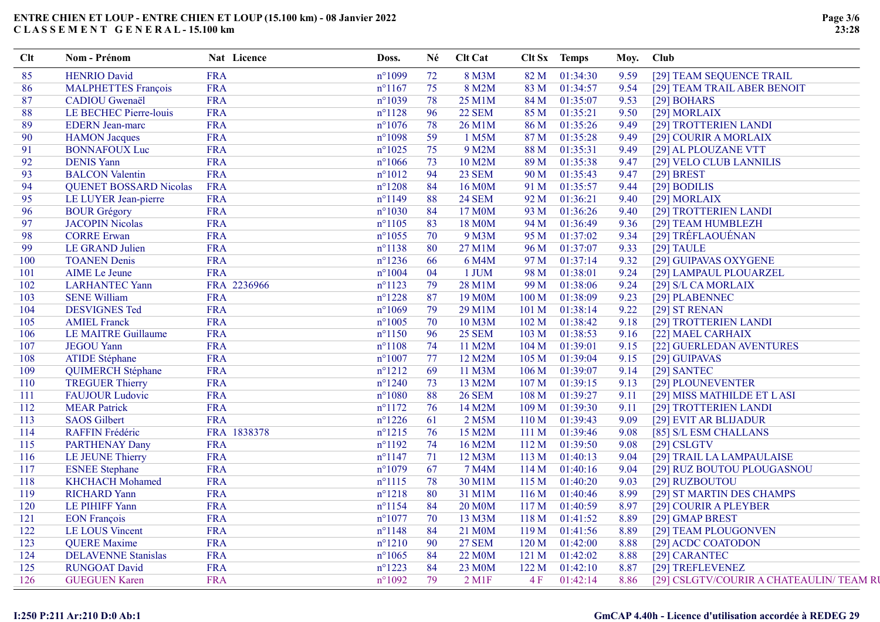# ENTRE CHIEN ET LOUP - ENTRE CHIEN ET LOUP (15.100 km) - 08 Janvier 2022

## C L A S S E M E N T   G E N E R A L - 15.100 km

| Clt | Nom - Prénom | Nat | Licence | Doss. | Né | Clt Cat | Clt Sx | Temps | Moy. | Club |
|---|---|---|---|---|---|---|---|---|---|---|
| 85 | HENRIO David | FRA | | n°1099 | 72 | 8 M3M | 82 M | 01:34:30 | 9.59 | [29] TEAM SEQUENCE TRAIL |
| 86 | MALPHETTES François | FRA | | n°1167 | 75 | 8 M2M | 83 M | 01:34:57 | 9.54 | [29] TEAM TRAIL ABER BENOIT |
| 87 | CADIOU Gwenaël | FRA | | n°1039 | 78 | 25 M1M | 84 M | 01:35:07 | 9.53 | [29] BOHARS |
| 88 | LE BECHEC Pierre-louis | FRA | | n°1128 | 96 | 22 SEM | 85 M | 01:35:21 | 9.50 | [29] MORLAIX |
| 89 | EDERN Jean-marc | FRA | | n°1076 | 78 | 26 M1M | 86 M | 01:35:26 | 9.49 | [29] TROTTERIEN LANDI |
| 90 | HAMON Jacques | FRA | | n°1098 | 59 | 1 M5M | 87 M | 01:35:28 | 9.49 | [29] COURIR A MORLAIX |
| 91 | BONNAFOUX Luc | FRA | | n°1025 | 75 | 9 M2M | 88 M | 01:35:31 | 9.49 | [29] AL PLOUZANE VTT |
| 92 | DENIS Yann | FRA | | n°1066 | 73 | 10 M2M | 89 M | 01:35:38 | 9.47 | [29] VELO CLUB LANNILIS |
| 93 | BALCON Valentin | FRA | | n°1012 | 94 | 23 SEM | 90 M | 01:35:43 | 9.47 | [29] BREST |
| 94 | QUENET BOSSARD Nicolas | FRA | | n°1208 | 84 | 16 M0M | 91 M | 01:35:57 | 9.44 | [29] BODILIS |
| 95 | LE LUYER Jean-pierre | FRA | | n°1149 | 88 | 24 SEM | 92 M | 01:36:21 | 9.40 | [29] MORLAIX |
| 96 | BOUR Grégory | FRA | | n°1030 | 84 | 17 M0M | 93 M | 01:36:26 | 9.40 | [29] TROTTERIEN LANDI |
| 97 | JACOPIN Nicolas | FRA | | n°1105 | 83 | 18 M0M | 94 M | 01:36:49 | 9.36 | [29] TEAM HUMBLEZH |
| 98 | CORRE Erwan | FRA | | n°1055 | 70 | 9 M3M | 95 M | 01:37:02 | 9.34 | [29] TRÉFLAOUÉNAN |
| 99 | LE GRAND Julien | FRA | | n°1138 | 80 | 27 M1M | 96 M | 01:37:07 | 9.33 | [29] TAULE |
| 100 | TOANEN Denis | FRA | | n°1236 | 66 | 6 M4M | 97 M | 01:37:14 | 9.32 | [29] GUIPAVAS OXYGENE |
| 101 | AIME Le Jeune | FRA | | n°1004 | 04 | 1 JUM | 98 M | 01:38:01 | 9.24 | [29] LAMPAUL PLOUARZEL |
| 102 | LARHANTEC Yann | FRA | 2236966 | n°1123 | 79 | 28 M1M | 99 M | 01:38:06 | 9.24 | [29] S/L CA MORLAIX |
| 103 | SENE William | FRA | | n°1228 | 87 | 19 M0M | 100 M | 01:38:09 | 9.23 | [29] PLABENNEC |
| 104 | DESVIGNES Ted | FRA | | n°1069 | 79 | 29 M1M | 101 M | 01:38:14 | 9.22 | [29] ST RENAN |
| 105 | AMIEL Franck | FRA | | n°1005 | 70 | 10 M3M | 102 M | 01:38:42 | 9.18 | [29] TROTTERIEN LANDI |
| 106 | LE MAITRE Guillaume | FRA | | n°1150 | 96 | 25 SEM | 103 M | 01:38:53 | 9.16 | [22] MAEL CARHAIX |
| 107 | JEGOU Yann | FRA | | n°1108 | 74 | 11 M2M | 104 M | 01:39:01 | 9.15 | [22] GUERLEDAN AVENTURES |
| 108 | ATIDE Stéphane | FRA | | n°1007 | 77 | 12 M2M | 105 M | 01:39:04 | 9.15 | [29] GUIPAVAS |
| 109 | QUIMERCH Stéphane | FRA | | n°1212 | 69 | 11 M3M | 106 M | 01:39:07 | 9.14 | [29] SANTEC |
| 110 | TREGUER Thierry | FRA | | n°1240 | 73 | 13 M2M | 107 M | 01:39:15 | 9.13 | [29] PLOUNEVENTER |
| 111 | FAUJOUR Ludovic | FRA | | n°1080 | 88 | 26 SEM | 108 M | 01:39:27 | 9.11 | [29] MISS MATHILDE ET L ASI |
| 112 | MEAR Patrick | FRA | | n°1172 | 76 | 14 M2M | 109 M | 01:39:30 | 9.11 | [29] TROTTERIEN LANDI |
| 113 | SAOS Gilbert | FRA | | n°1226 | 61 | 2 M5M | 110 M | 01:39:43 | 9.09 | [29] EVIT AR BLIJADUR |
| 114 | RAFFIN Frédéric | FRA | 1838378 | n°1215 | 76 | 15 M2M | 111 M | 01:39:46 | 9.08 | [85] S/L ESM CHALLANS |
| 115 | PARTHENAY Dany | FRA | | n°1192 | 74 | 16 M2M | 112 M | 01:39:50 | 9.08 | [29] CSLGTV |
| 116 | LE JEUNE Thierry | FRA | | n°1147 | 71 | 12 M3M | 113 M | 01:40:13 | 9.04 | [29] TRAIL LA LAMPAULAISE |
| 117 | ESNEE Stephane | FRA | | n°1079 | 67 | 7 M4M | 114 M | 01:40:16 | 9.04 | [29] RUZ BOUTOU PLOUGASNOU |
| 118 | KHCHACH Mohamed | FRA | | n°1115 | 78 | 30 M1M | 115 M | 01:40:20 | 9.03 | [29] RUZBOUTOU |
| 119 | RICHARD Yann | FRA | | n°1218 | 80 | 31 M1M | 116 M | 01:40:46 | 8.99 | [29] ST MARTIN DES CHAMPS |
| 120 | LE PIHIFF Yann | FRA | | n°1154 | 84 | 20 M0M | 117 M | 01:40:59 | 8.97 | [29] COURIR A PLEYBER |
| 121 | EON François | FRA | | n°1077 | 70 | 13 M3M | 118 M | 01:41:52 | 8.89 | [29] GMAP BREST |
| 122 | LE LOUS Vincent | FRA | | n°1148 | 84 | 21 M0M | 119 M | 01:41:56 | 8.89 | [29] TEAM PLOUGONVEN |
| 123 | QUERE Maxime | FRA | | n°1210 | 90 | 27 SEM | 120 M | 01:42:00 | 8.88 | [29] ACDC COATODON |
| 124 | DELAVENNE Stanislas | FRA | | n°1065 | 84 | 22 M0M | 121 M | 01:42:02 | 8.88 | [29] CARANTEC |
| 125 | RUNGOAT David | FRA | | n°1223 | 84 | 23 M0M | 122 M | 01:42:10 | 8.87 | [29] TREFLEVENEZ |
| 126 | GUEGUEN Karen | FRA | | n°1092 | 79 | 2 M1F | 4 F | 01:42:14 | 8.86 | [29] CSLGTV/COURIR A CHATEAULIN/ TEAM RU |

I:250 P:211 Ar:210 D:0 Ab:1

GmCAP 4.40h - Licence d'utilisation accordée à REDEG 29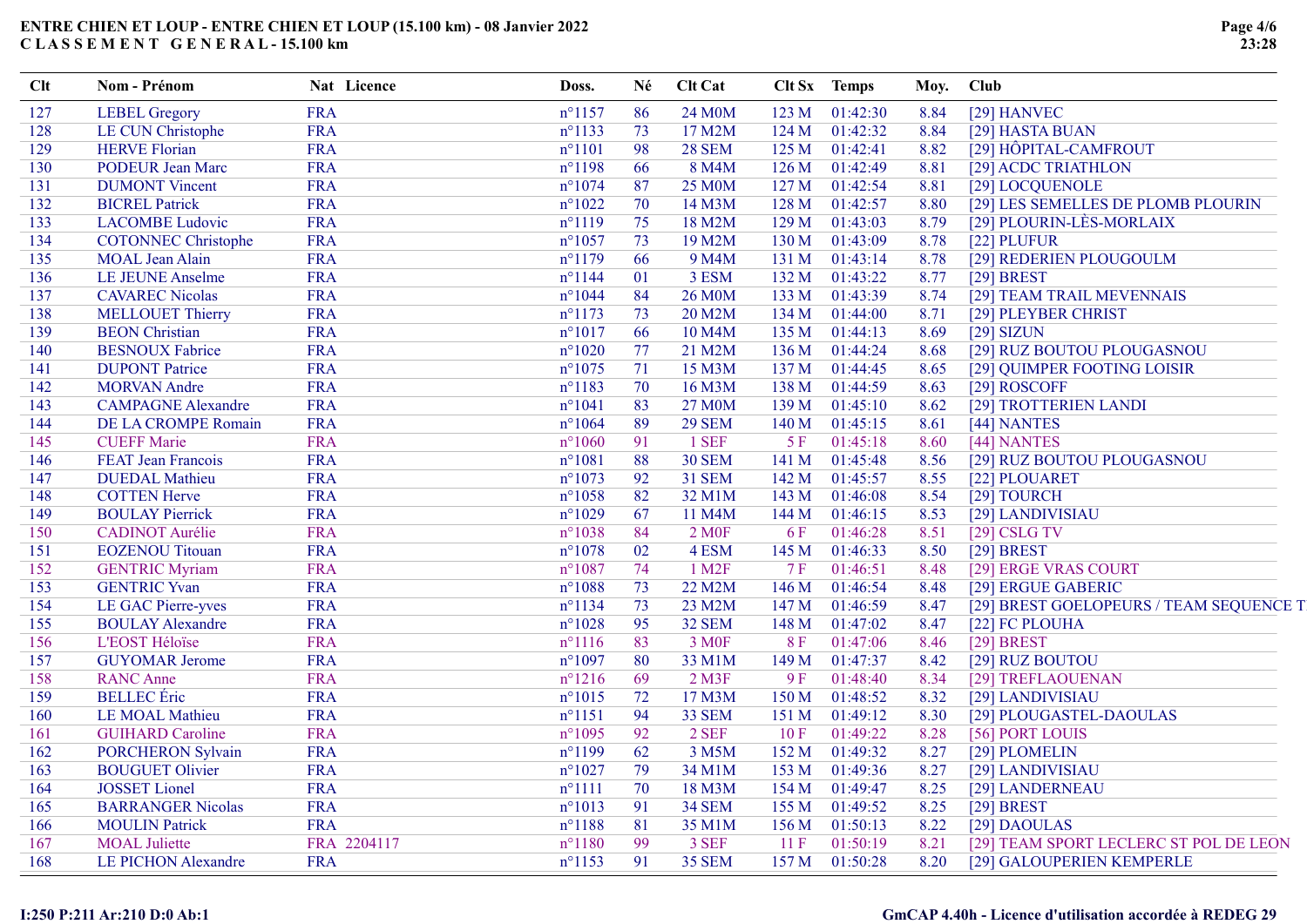# ENTRE CHIEN ET LOUP - ENTRE CHIEN ET LOUP (15.100 km) - 08 Janvier 2022

## C L A S S E M E N T  G E N E R A L - 15.100 km

| Clt | Nom - Prénom | Nat | Licence | Doss. | Né | Clt Cat | Clt Sx | Temps | Moy. | Club |
|---|---|---|---|---|---|---|---|---|---|---|
| 127 | LEBEL Gregory | FRA | | n°1157 | 86 | 24 M0M | 123 M | 01:42:30 | 8.84 | [29] HANVEC |
| 128 | LE CUN Christophe | FRA | | n°1133 | 73 | 17 M2M | 124 M | 01:42:32 | 8.84 | [29] HASTA BUAN |
| 129 | HERVE Florian | FRA | | n°1101 | 98 | 28 SEM | 125 M | 01:42:41 | 8.82 | [29] HÔPITAL-CAMFROUT |
| 130 | PODEUR Jean Marc | FRA | | n°1198 | 66 | 8 M4M | 126 M | 01:42:49 | 8.81 | [29] ACDC TRIATHLON |
| 131 | DUMONT Vincent | FRA | | n°1074 | 87 | 25 M0M | 127 M | 01:42:54 | 8.81 | [29] LOCQUENOLE |
| 132 | BICREL Patrick | FRA | | n°1022 | 70 | 14 M3M | 128 M | 01:42:57 | 8.80 | [29] LES SEMELLES DE PLOMB PLOURIN |
| 133 | LACOMBE Ludovic | FRA | | n°1119 | 75 | 18 M2M | 129 M | 01:43:03 | 8.79 | [29] PLOURIN-LÈS-MORLAIX |
| 134 | COTONNEC Christophe | FRA | | n°1057 | 73 | 19 M2M | 130 M | 01:43:09 | 8.78 | [22] PLUFUR |
| 135 | MOAL Jean Alain | FRA | | n°1179 | 66 | 9 M4M | 131 M | 01:43:14 | 8.78 | [29] REDERIEN PLOUGOULM |
| 136 | LE JEUNE Anselme | FRA | | n°1144 | 01 | 3 ESM | 132 M | 01:43:22 | 8.77 | [29] BREST |
| 137 | CAVAREC Nicolas | FRA | | n°1044 | 84 | 26 M0M | 133 M | 01:43:39 | 8.74 | [29] TEAM TRAIL MEVENNAIS |
| 138 | MELLOUET Thierry | FRA | | n°1173 | 73 | 20 M2M | 134 M | 01:44:00 | 8.71 | [29] PLEYBER CHRIST |
| 139 | BEON Christian | FRA | | n°1017 | 66 | 10 M4M | 135 M | 01:44:13 | 8.69 | [29] SIZUN |
| 140 | BESNOUX Fabrice | FRA | | n°1020 | 77 | 21 M2M | 136 M | 01:44:24 | 8.68 | [29] RUZ BOUTOU PLOUGASNOU |
| 141 | DUPONT Patrice | FRA | | n°1075 | 71 | 15 M3M | 137 M | 01:44:45 | 8.65 | [29] QUIMPER FOOTING LOISIR |
| 142 | MORVAN Andre | FRA | | n°1183 | 70 | 16 M3M | 138 M | 01:44:59 | 8.63 | [29] ROSCOFF |
| 143 | CAMPAGNE Alexandre | FRA | | n°1041 | 83 | 27 M0M | 139 M | 01:45:10 | 8.62 | [29] TROTTERIEN LANDI |
| 144 | DE LA CROMPE Romain | FRA | | n°1064 | 89 | 29 SEM | 140 M | 01:45:15 | 8.61 | [44] NANTES |
| 145 | CUEFF Marie | FRA | | n°1060 | 91 | 1 SEF | 5 F | 01:45:18 | 8.60 | [44] NANTES |
| 146 | FEAT Jean Francois | FRA | | n°1081 | 88 | 30 SEM | 141 M | 01:45:48 | 8.56 | [29] RUZ BOUTOU PLOUGASNOU |
| 147 | DUEDAL Mathieu | FRA | | n°1073 | 92 | 31 SEM | 142 M | 01:45:57 | 8.55 | [22] PLOUARET |
| 148 | COTTEN Herve | FRA | | n°1058 | 82 | 32 M1M | 143 M | 01:46:08 | 8.54 | [29] TOURCH |
| 149 | BOULAY Pierrick | FRA | | n°1029 | 67 | 11 M4M | 144 M | 01:46:15 | 8.53 | [29] LANDIVISIAU |
| 150 | CADINOT Aurélie | FRA | | n°1038 | 84 | 2 M0F | 6 F | 01:46:28 | 8.51 | [29] CSLG TV |
| 151 | EOZENOU Titouan | FRA | | n°1078 | 02 | 4 ESM | 145 M | 01:46:33 | 8.50 | [29] BREST |
| 152 | GENTRIC Myriam | FRA | | n°1087 | 74 | 1 M2F | 7 F | 01:46:51 | 8.48 | [29] ERGE VRAS COURT |
| 153 | GENTRIC Yvan | FRA | | n°1088 | 73 | 22 M2M | 146 M | 01:46:54 | 8.48 | [29] ERGUE GABERIC |
| 154 | LE GAC Pierre-yves | FRA | | n°1134 | 73 | 23 M2M | 147 M | 01:46:59 | 8.47 | [29] BREST GOELOPEURS / TEAM SEQUENCE T |
| 155 | BOULAY Alexandre | FRA | | n°1028 | 95 | 32 SEM | 148 M | 01:47:02 | 8.47 | [22] FC PLOUHA |
| 156 | L'EOST Héloïse | FRA | | n°1116 | 83 | 3 M0F | 8 F | 01:47:06 | 8.46 | [29] BREST |
| 157 | GUYOMAR Jerome | FRA | | n°1097 | 80 | 33 M1M | 149 M | 01:47:37 | 8.42 | [29] RUZ BOUTOU |
| 158 | RANC Anne | FRA | | n°1216 | 69 | 2 M3F | 9 F | 01:48:40 | 8.34 | [29] TREFLAOUENAN |
| 159 | BELLEC Éric | FRA | | n°1015 | 72 | 17 M3M | 150 M | 01:48:52 | 8.32 | [29] LANDIVISIAU |
| 160 | LE MOAL Mathieu | FRA | | n°1151 | 94 | 33 SEM | 151 M | 01:49:12 | 8.30 | [29] PLOUGASTEL-DAOULAS |
| 161 | GUIHARD Caroline | FRA | | n°1095 | 92 | 2 SEF | 10 F | 01:49:22 | 8.28 | [56] PORT LOUIS |
| 162 | PORCHERON Sylvain | FRA | | n°1199 | 62 | 3 M5M | 152 M | 01:49:32 | 8.27 | [29] PLOMELIN |
| 163 | BOUGUET Olivier | FRA | | n°1027 | 79 | 34 M1M | 153 M | 01:49:36 | 8.27 | [29] LANDIVISIAU |
| 164 | JOSSET Lionel | FRA | | n°1111 | 70 | 18 M3M | 154 M | 01:49:47 | 8.25 | [29] LANDERNEAU |
| 165 | BARRANGER Nicolas | FRA | | n°1013 | 91 | 34 SEM | 155 M | 01:49:52 | 8.25 | [29] BREST |
| 166 | MOULIN Patrick | FRA | | n°1188 | 81 | 35 M1M | 156 M | 01:50:13 | 8.22 | [29] DAOULAS |
| 167 | MOAL Juliette | FRA | 2204117 | n°1180 | 99 | 3 SEF | 11 F | 01:50:19 | 8.21 | [29] TEAM SPORT LECLERC ST POL DE LEON |
| 168 | LE PICHON Alexandre | FRA | | n°1153 | 91 | 35 SEM | 157 M | 01:50:28 | 8.20 | [29] GALOUPERIEN KEMPERLE |

I:250 P:211 Ar:210 D:0 Ab:1

GmCAP 4.40h - Licence d'utilisation accordée à REDEG 29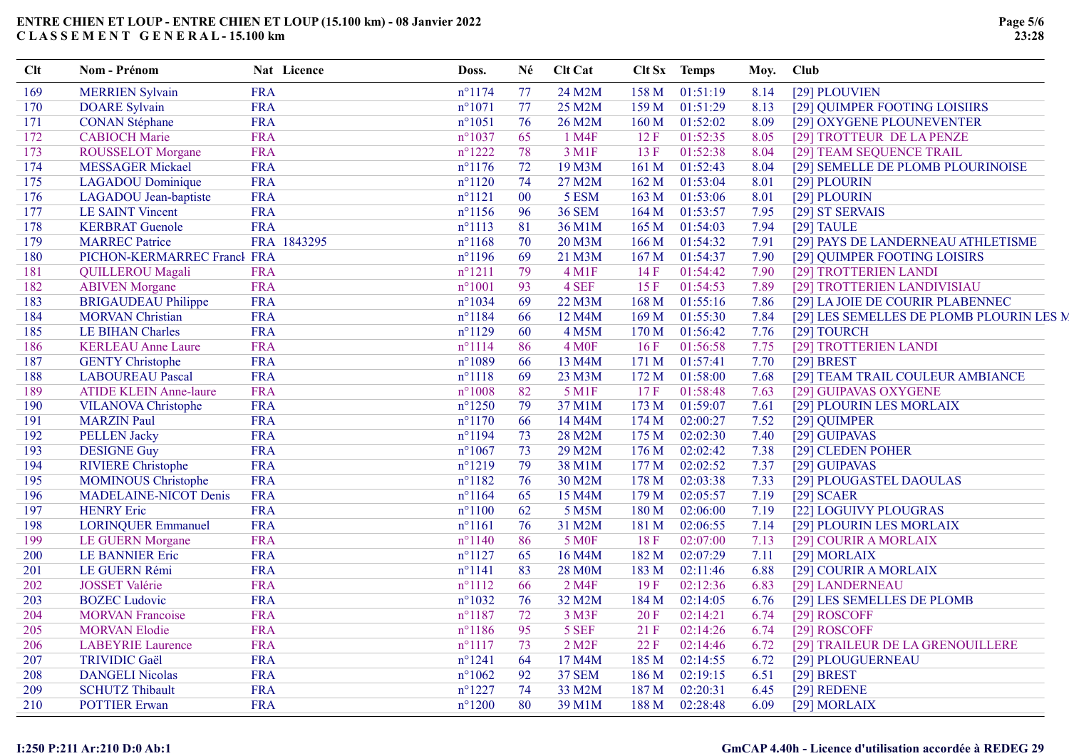# ENTRE CHIEN ET LOUP - ENTRE CHIEN ET LOUP (15.100 km) - 08 Janvier 2022
## C L A S S E M E N T   G E N E R A L - 15.100 km

| Clt | Nom - Prénom | Nat | Licence | Doss. | Né | Clt Cat | Clt Sx | Temps | Moy. | Club |
|---|---|---|---|---|---|---|---|---|---|---|
| 169 | MERRIEN Sylvain | FRA | | n°1174 | 77 | 24 M2M | 158 M | 01:51:19 | 8.14 | [29] PLOUVIEN |
| 170 | DOARE Sylvain | FRA | | n°1071 | 77 | 25 M2M | 159 M | 01:51:29 | 8.13 | [29] QUIMPER FOOTING LOISIIRS |
| 171 | CONAN Stéphane | FRA | | n°1051 | 76 | 26 M2M | 160 M | 01:52:02 | 8.09 | [29] OXYGENE PLOUNEVENTER |
| 172 | CABIOCH Marie | FRA | | n°1037 | 65 | 1 M4F | 12 F | 01:52:35 | 8.05 | [29] TROTTEUR DE LA PENZE |
| 173 | ROUSSELOT Morgane | FRA | | n°1222 | 78 | 3 M1F | 13 F | 01:52:38 | 8.04 | [29] TEAM SEQUENCE TRAIL |
| 174 | MESSAGER Mickael | FRA | | n°1176 | 72 | 19 M3M | 161 M | 01:52:43 | 8.04 | [29] SEMELLE DE PLOMB PLOURINOISE |
| 175 | LAGADOU Dominique | FRA | | n°1120 | 74 | 27 M2M | 162 M | 01:53:04 | 8.01 | [29] PLOURIN |
| 176 | LAGADOU Jean-baptiste | FRA | | n°1121 | 00 | 5 ESM | 163 M | 01:53:06 | 8.01 | [29] PLOURIN |
| 177 | LE SAINT Vincent | FRA | | n°1156 | 96 | 36 SEM | 164 M | 01:53:57 | 7.95 | [29] ST SERVAIS |
| 178 | KERBRAT Guenole | FRA | | n°1113 | 81 | 36 M1M | 165 M | 01:54:03 | 7.94 | [29] TAULE |
| 179 | MARREC Patrice | FRA | 1843295 | n°1168 | 70 | 20 M3M | 166 M | 01:54:32 | 7.91 | [29] PAYS DE LANDERNEAU ATHLETISME |
| 180 | PICHON-KERMARREC Franck | FRA | | n°1196 | 69 | 21 M3M | 167 M | 01:54:37 | 7.90 | [29] QUIMPER FOOTING LOISIRS |
| 181 | QUILLEROU Magali | FRA | | n°1211 | 79 | 4 M1F | 14 F | 01:54:42 | 7.90 | [29] TROTTERIEN LANDI |
| 182 | ABIVEN Morgane | FRA | | n°1001 | 93 | 4 SEF | 15 F | 01:54:53 | 7.89 | [29] TROTTERIEN LANDIVISIAU |
| 183 | BRIGAUDEAU Philippe | FRA | | n°1034 | 69 | 22 M3M | 168 M | 01:55:16 | 7.86 | [29] LA JOIE DE COURIR PLABENNEC |
| 184 | MORVAN Christian | FRA | | n°1184 | 66 | 12 M4M | 169 M | 01:55:30 | 7.84 | [29] LES SEMELLES DE PLOMB PLOURIN LES M |
| 185 | LE BIHAN Charles | FRA | | n°1129 | 60 | 4 M5M | 170 M | 01:56:42 | 7.76 | [29] TOURCH |
| 186 | KERLEAU Anne Laure | FRA | | n°1114 | 86 | 4 M0F | 16 F | 01:56:58 | 7.75 | [29] TROTTERIEN LANDI |
| 187 | GENTY Christophe | FRA | | n°1089 | 66 | 13 M4M | 171 M | 01:57:41 | 7.70 | [29] BREST |
| 188 | LABOUREAU Pascal | FRA | | n°1118 | 69 | 23 M3M | 172 M | 01:58:00 | 7.68 | [29] TEAM TRAIL COULEUR AMBIANCE |
| 189 | ATIDE KLEIN Anne-laure | FRA | | n°1008 | 82 | 5 M1F | 17 F | 01:58:48 | 7.63 | [29] GUIPAVAS OXYGENE |
| 190 | VILANOVA Christophe | FRA | | n°1250 | 79 | 37 M1M | 173 M | 01:59:07 | 7.61 | [29] PLOURIN LES MORLAIX |
| 191 | MARZIN Paul | FRA | | n°1170 | 66 | 14 M4M | 174 M | 02:00:27 | 7.52 | [29] QUIMPER |
| 192 | PELLEN Jacky | FRA | | n°1194 | 73 | 28 M2M | 175 M | 02:02:30 | 7.40 | [29] GUIPAVAS |
| 193 | DESIGNE Guy | FRA | | n°1067 | 73 | 29 M2M | 176 M | 02:02:42 | 7.38 | [29] CLEDEN POHER |
| 194 | RIVIERE Christophe | FRA | | n°1219 | 79 | 38 M1M | 177 M | 02:02:52 | 7.37 | [29] GUIPAVAS |
| 195 | MOMINOUS Christophe | FRA | | n°1182 | 76 | 30 M2M | 178 M | 02:03:38 | 7.33 | [29] PLOUGASTEL DAOULAS |
| 196 | MADELAINE-NICOT Denis | FRA | | n°1164 | 65 | 15 M4M | 179 M | 02:05:57 | 7.19 | [29] SCAER |
| 197 | HENRY Eric | FRA | | n°1100 | 62 | 5 M5M | 180 M | 02:06:00 | 7.19 | [22] LOGUIVY PLOUGRAS |
| 198 | LORINQUER Emmanuel | FRA | | n°1161 | 76 | 31 M2M | 181 M | 02:06:55 | 7.14 | [29] PLOURIN LES MORLAIX |
| 199 | LE GUERN Morgane | FRA | | n°1140 | 86 | 5 M0F | 18 F | 02:07:00 | 7.13 | [29] COURIR A MORLAIX |
| 200 | LE BANNIER Eric | FRA | | n°1127 | 65 | 16 M4M | 182 M | 02:07:29 | 7.11 | [29] MORLAIX |
| 201 | LE GUERN Rémi | FRA | | n°1141 | 83 | 28 M0M | 183 M | 02:11:46 | 6.88 | [29] COURIR A MORLAIX |
| 202 | JOSSET Valérie | FRA | | n°1112 | 66 | 2 M4F | 19 F | 02:12:36 | 6.83 | [29] LANDERNEAU |
| 203 | BOZEC Ludovic | FRA | | n°1032 | 76 | 32 M2M | 184 M | 02:14:05 | 6.76 | [29] LES SEMELLES DE PLOMB |
| 204 | MORVAN Francoise | FRA | | n°1187 | 72 | 3 M3F | 20 F | 02:14:21 | 6.74 | [29] ROSCOFF |
| 205 | MORVAN Elodie | FRA | | n°1186 | 95 | 5 SEF | 21 F | 02:14:26 | 6.74 | [29] ROSCOFF |
| 206 | LABEYRIE Laurence | FRA | | n°1117 | 73 | 2 M2F | 22 F | 02:14:46 | 6.72 | [29] TRAILEUR DE LA GRENOUILLERE |
| 207 | TRIVIDIC Gaël | FRA | | n°1241 | 64 | 17 M4M | 185 M | 02:14:55 | 6.72 | [29] PLOUGUERNEAU |
| 208 | DANGELI Nicolas | FRA | | n°1062 | 92 | 37 SEM | 186 M | 02:19:15 | 6.51 | [29] BREST |
| 209 | SCHUTZ Thibault | FRA | | n°1227 | 74 | 33 M2M | 187 M | 02:20:31 | 6.45 | [29] REDENE |
| 210 | POTTIER Erwan | FRA | | n°1200 | 80 | 39 M1M | 188 M | 02:28:48 | 6.09 | [29] MORLAIX |

I:250 P:211 Ar:210 D:0 Ab:1

GmCAP 4.40h - Licence d'utilisation accordée à REDEG 29